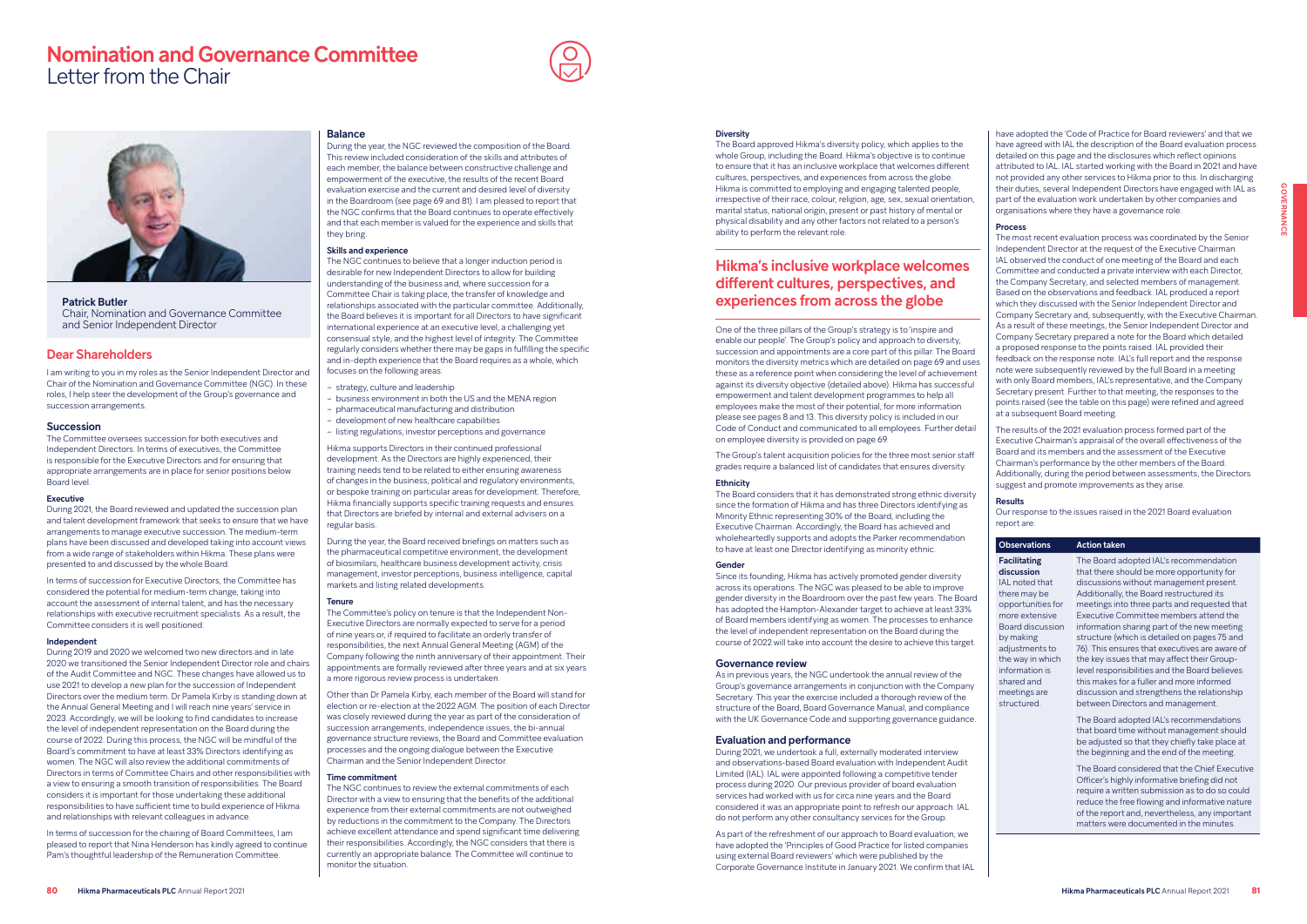# Nomination and Governance Committee
Letter from the Chair

**Patrick Butler**
Chair, Nomination and Governance Committee and Senior Independent Director

## Dear Shareholders

I am writing to you in my roles as the Senior Independent Director and Chair of the Nomination and Governance Committee (NGC). In these roles, I help steer the development of the Group's governance and succession arrangements.

### Succession

The Committee oversees succession for both executives and Independent Directors. In terms of executives, the Committee is responsible for the Executive Directors and for ensuring that appropriate arrangements are in place for senior positions below Board level.

#### Executive

During 2021, the Board reviewed and updated the succession plan and talent development framework that seeks to ensure that we have arrangements to manage executive succession. The medium-term plans have been discussed and developed taking into account views from a wide range of stakeholders within Hikma. These plans were presented to and discussed by the whole Board.

In terms of succession for Executive Directors, the Committee has considered the potential for medium-term change, taking into account the assessment of internal talent, and has the necessary relationships with executive recruitment specialists. As a result, the Committee considers it is well positioned.

#### Independent

During 2019 and 2020 we welcomed two new directors and in late 2020 we transitioned the Senior Independent Director role and chairs of the Audit Committee and NGC. These changes have allowed us to use 2021 to develop a new plan for the succession of Independent Directors over the medium term. Dr Pamela Kirby is standing down at the Annual General Meeting and I will reach nine years' service in 2023. Accordingly, we will be looking to find candidates to increase the level of independent representation on the Board during the course of 2022. During this process, the NGC will be mindful of the Board's commitment to have at least 33% Directors identifying as women. The NGC will also review the additional commitments of Directors in terms of Committee Chairs and other responsibilities with a view to ensuring a smooth transition of responsibilities. The Board considers it is important for those undertaking these additional responsibilities to have sufficient time to build experience of Hikma and relationships with relevant colleagues in advance.

In terms of succession for the chairing of Board Committees, I am pleased to report that Nina Henderson has kindly agreed to continue Pam's thoughtful leadership of the Remuneration Committee.

### Balance

During the year, the NGC reviewed the composition of the Board. This review included consideration of the skills and attributes of each member, the balance between constructive challenge and empowerment of the executive, the results of the recent Board evaluation exercise and the current and desired level of diversity in the Boardroom (see page 69 and 81). I am pleased to report that the NGC confirms that the Board continues to operate effectively and that each member is valued for the experience and skills that they bring.

#### Skills and experience

The NGC continues to believe that a longer induction period is desirable for new Independent Directors to allow for building understanding of the business and, where succession for a Committee Chair is taking place, the transfer of knowledge and relationships associated with the particular committee. Additionally, the Board believes it is important for all Directors to have significant international experience at an executive level, a challenging yet consensual style, and the highest level of integrity. The Committee regularly considers whether there may be gaps in fulfilling the specific and in-depth experience that the Board requires as a whole, which focuses on the following areas:

- strategy, culture and leadership
- business environment in both the US and the MENA region
- pharmaceutical manufacturing and distribution
- development of new healthcare capabilities
- listing regulations, investor perceptions and governance

Hikma supports Directors in their continued professional development. As the Directors are highly experienced, their training needs tend to be related to either ensuring awareness of changes in the business, political and regulatory environments, or bespoke training on particular areas for development. Therefore, Hikma financially supports specific training requests and ensures that Directors are briefed by internal and external advisers on a regular basis.

During the year, the Board received briefings on matters such as the pharmaceutical competitive environment, the development of biosimilars, healthcare business development activity, crisis management, investor perceptions, business intelligence, capital markets and listing related developments.

#### Tenure

The Committee's policy on tenure is that the Independent Non-Executive Directors are normally expected to serve for a period of nine years or, if required to facilitate an orderly transfer of responsibilities, the next Annual General Meeting (AGM) of the Company following the ninth anniversary of their appointment. Their appointments are formally reviewed after three years and at six years a more rigorous review process is undertaken.

Other than Dr Pamela Kirby, each member of the Board will stand for election or re-election at the 2022 AGM. The position of each Director was closely reviewed during the year as part of the consideration of succession arrangements, independence issues, the bi-annual governance structure reviews, the Board and Committee evaluation processes and the ongoing dialogue between the Executive Chairman and the Senior Independent Director.

#### Time commitment

The NGC continues to review the external commitments of each Director with a view to ensuring that the benefits of the additional experience from their external commitments are not outweighed by reductions in the commitment to the Company. The Directors achieve excellent attendance and spend significant time delivering their responsibilities. Accordingly, the NGC considers that there is currently an appropriate balance. The Committee will continue to monitor the situation.

#### Diversity

The Board approved Hikma's diversity policy, which applies to the whole Group, including the Board. Hikma's objective is to continue to ensure that it has an inclusive workplace that welcomes different cultures, perspectives, and experiences from across the globe. Hikma is committed to employing and engaging talented people, irrespective of their race, colour, religion, age, sex, sexual orientation, marital status, national origin, present or past history of mental or physical disability and any other factors not related to a person's ability to perform the relevant role.

## Hikma's inclusive workplace welcomes different cultures, perspectives, and experiences from across the globe

One of the three pillars of the Group's strategy is to 'inspire and enable our people'. The Group's policy and approach to diversity, succession and appointments are a core part of this pillar. The Board monitors the diversity metrics which are detailed on page 69 and uses these as a reference point when considering the level of achievement against its diversity objective (detailed above). Hikma has successful empowerment and talent development programmes to help all employees make the most of their potential, for more information please see pages 8 and 13. This diversity policy is included in our Code of Conduct and communicated to all employees. Further detail on employee diversity is provided on page 69.

The Group's talent acquisition policies for the three most senior staff grades require a balanced list of candidates that ensures diversity.

#### Ethnicity

The Board considers that it has demonstrated strong ethnic diversity since the formation of Hikma and has three Directors identifying as Minority Ethnic representing 30% of the Board, including the Executive Chairman. Accordingly, the Board has achieved and wholeheartedly supports and adopts the Parker recommendation to have at least one Director identifying as minority ethnic.

#### Gender

Since its founding, Hikma has actively promoted gender diversity across its operations. The NGC was pleased to be able to improve gender diversity in the Boardroom over the past few years. The Board has adopted the Hampton-Alexander target to achieve at least 33% of Board members identifying as women. The processes to enhance the level of independent representation on the Board during the course of 2022 will take into account the desire to achieve this target.

### Governance review

As in previous years, the NGC undertook the annual review of the Group's governance arrangements in conjunction with the Company Secretary. This year the exercise included a thorough review of the structure of the Board, Board Governance Manual, and compliance with the UK Governance Code and supporting governance guidance.

### Evaluation and performance

During 2021, we undertook a full, externally moderated interview and observations-based Board evaluation with Independent Audit Limited (IAL). IAL were appointed following a competitive tender process during 2020. Our previous provider of board evaluation services had worked with us for circa nine years and the Board considered it was an appropriate point to refresh our approach. IAL do not perform any other consultancy services for the Group.

As part of the refreshment of our approach to Board evaluation, we have adopted the 'Principles of Good Practice for listed companies using external Board reviewers' which were published by the Corporate Governance Institute in January 2021. We confirm that IAL have adopted the 'Code of Practice for Board reviewers' and that we have agreed with IAL the description of the Board evaluation process detailed on this page and the disclosures which reflect opinions attributed to IAL. IAL started working with the Board in 2021 and have not provided any other services to Hikma prior to this. In discharging their duties, several Independent Directors have engaged with IAL as part of the evaluation work undertaken by other companies and organisations where they have a governance role.

#### Process

The most recent evaluation process was coordinated by the Senior Independent Director at the request of the Executive Chairman. IAL observed the conduct of one meeting of the Board and each Committee and conducted a private interview with each Director, the Company Secretary, and selected members of management. Based on the observations and feedback, IAL produced a report which they discussed with the Senior Independent Director and Company Secretary and, subsequently, with the Executive Chairman. As a result of these meetings, the Senior Independent Director and Company Secretary prepared a note for the Board which detailed a proposed response to the points raised. IAL provided their feedback on the response note. IAL's full report and the response note were subsequently reviewed by the full Board in a meeting with only Board members, IAL's representative, and the Company Secretary present. Further to that meeting, the responses to the points raised (see the table on this page) were refined and agreed at a subsequent Board meeting.

The results of the 2021 evaluation process formed part of the Executive Chairman's appraisal of the overall effectiveness of the Board and its members and the assessment of the Executive Chairman's performance by the other members of the Board. Additionally, during the period between assessments, the Directors suggest and promote improvements as they arise.

#### Results

Our response to the issues raised in the 2021 Board evaluation report are:

| Observations | Action taken |
|---|---|
| **Facilitating discussion** IAL noted that there may be opportunities for more extensive Board discussion by making adjustments to the way in which information is shared and meetings are structured. | The Board adopted IAL's recommendation that there should be more opportunity for discussions without management present. Additionally, the Board restructured its meetings into three parts and requested that Executive Committee members attend the information sharing part of the new meeting structure (which is detailed on pages 75 and 76). This ensures that executives are aware of the key issues that may affect their Group-level responsibilities and the Board believes this makes for a fuller and more informed discussion and strengthens the relationship between Directors and management.<br><br>The Board adopted IAL's recommendations that board time without management should be adjusted so that they chiefly take place at the beginning and the end of the meeting.<br><br>The Board considered that the Chief Executive Officer's highly informative briefing did not require a written submission as to do so could reduce the free flowing and informative nature of the report and, nevertheless, any important matters were documented in the minutes. |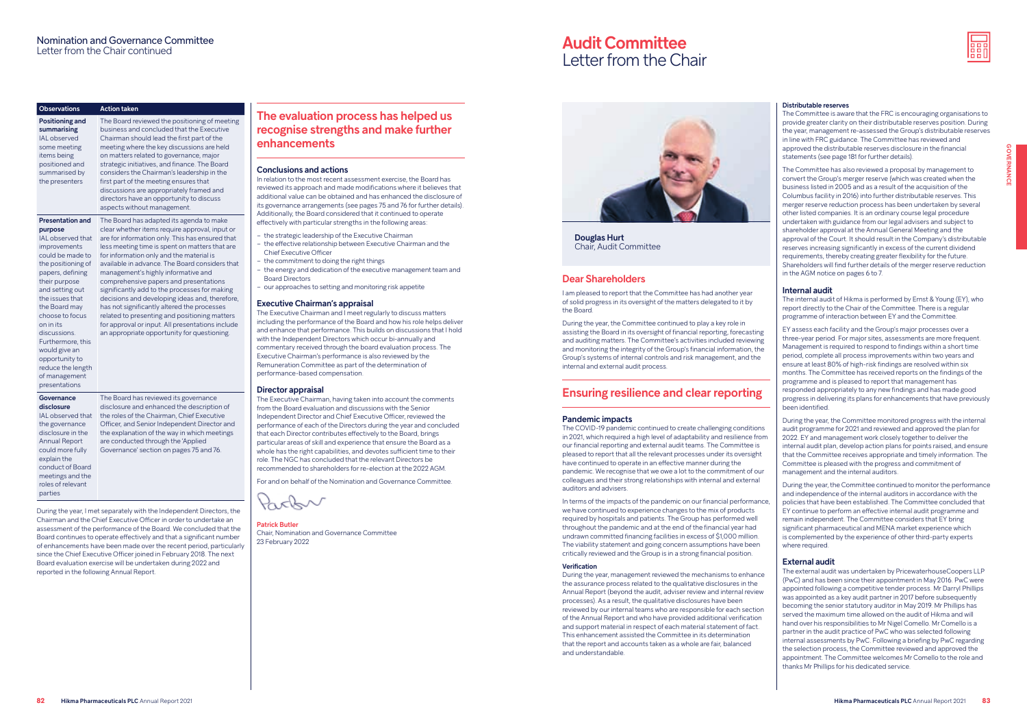## Nomination and Governance Committee
Letter from the Chair continued

| Observations | Action taken |
|---|---|
| **Positioning and summarising** IAL observed some meeting items being positioned and summarised by the presenters | The Board reviewed the positioning of meeting business and concluded that the Executive Chairman should lead the first part of the meeting where the key discussions are held on matters related to governance, major strategic initiatives, and finance. The Board considers the Chairman's leadership in the first part of the meeting ensures that discussions are appropriately framed and directors have an opportunity to discuss aspects without management. |
| **Presentation and purpose** IAL observed that improvements could be made to the positioning of papers, defining their purpose and setting out the issues that the Board may choose to focus on in its discussions. Furthermore, this would give an opportunity to reduce the length of management presentations | The Board has adapted its agenda to make clear whether items require approval, input or are for information only. This has ensured that less meeting time is spent on matters that are for information only and the material is available in advance. The Board considers that management's highly informative and comprehensive papers and presentations significantly add to the processes for making decisions and developing ideas and, therefore, has not significantly altered the processes related to presenting and positioning matters for approval or input. All presentations include an appropriate opportunity for questioning. |
| **Governance disclosure** IAL observed that the governance disclosure in the Annual Report could more fully explain the conduct of Board meetings and the roles of relevant parties | The Board has reviewed its governance disclosure and enhanced the description of the roles of the Chairman, Chief Executive Officer, and Senior Independent Director and the explanation of the way in which meetings are conducted through the 'Applied Governance' section on pages 75 and 76. |

During the year, I met separately with the Independent Directors, the Chairman and the Chief Executive Officer in order to undertake an assessment of the performance of the Board. We concluded that the Board continues to operate effectively and that a significant number of enhancements have been made over the recent period, particularly since the Chief Executive Officer joined in February 2018. The next Board evaluation exercise will be undertaken during 2022 and reported in the following Annual Report.

## The evaluation process has helped us recognise strengths and make further enhancements

### Conclusions and actions

In relation to the most recent assessment exercise, the Board has reviewed its approach and made modifications where it believes that additional value can be obtained and has enhanced the disclosure of its governance arrangements (see pages 75 and 76 for further details). Additionally, the Board considered that it continued to operate effectively with particular strengths in the following areas:

- the strategic leadership of the Executive Chairman
- the effective relationship between Executive Chairman and the Chief Executive Officer
- the commitment to doing the right things
- the energy and dedication of the executive management team and Board Directors
- our approaches to setting and monitoring risk appetite

### Executive Chairman's appraisal

The Executive Chairman and I meet regularly to discuss matters including the performance of the Board and how his role helps deliver and enhance that performance. This builds on discussions that I hold with the Independent Directors which occur bi-annually and commentary received through the board evaluation process. The Executive Chairman's performance is also reviewed by the Remuneration Committee as part of the determination of performance-based compensation.

### Director appraisal

The Executive Chairman, having taken into account the comments from the Board evaluation and discussions with the Senior Independent Director and Chief Executive Officer, reviewed the performance of each of the Directors during the year and concluded that each Director contributes effectively to the Board, brings particular areas of skill and experience that ensure the Board as a whole has the right capabilities, and devotes sufficient time to their role. The NGC has concluded that the relevant Directors be recommended to shareholders for re-election at the 2022 AGM.

For and on behalf of the Nomination and Governance Committee.

**Patrick Butler**
Chair, Nomination and Governance Committee
23 February 2022

# Audit Committee
Letter from the Chair

**Douglas Hurt**
Chair, Audit Committee

## Dear Shareholders

I am pleased to report that the Committee has had another year of solid progress in its oversight of the matters delegated to it by the Board.

During the year, the Committee continued to play a key role in assisting the Board in its oversight of financial reporting, forecasting and auditing matters. The Committee's activities included reviewing and monitoring the integrity of the Group's financial information, the Group's systems of internal controls and risk management, and the internal and external audit process.

## Ensuring resilience and clear reporting

### Pandemic impacts

The COVID-19 pandemic continued to create challenging conditions in 2021, which required a high level of adaptability and resilience from our financial reporting and external audit teams. The Committee is pleased to report that all the relevant processes under its oversight have continued to operate in an effective manner during the pandemic. We recognise that we owe a lot to the commitment of our colleagues and their strong relationships with internal and external auditors and advisers.

In terms of the impacts of the pandemic on our financial performance, we have continued to experience changes to the mix of products required by hospitals and patients. The Group has performed well throughout the pandemic and at the end of the financial year had undrawn committed financing facilities in excess of $1,000 million. The viability statement and going concern assumptions have been critically reviewed and the Group is in a strong financial position.

#### Verification

During the year, management reviewed the mechanisms to enhance the assurance process related to the qualitative disclosures in the Annual Report (beyond the audit, adviser review and internal review processes). As a result, the qualitative disclosures have been reviewed by our internal teams who are responsible for each section of the Annual Report and who have provided additional verification and support material in respect of each material statement of fact. This enhancement assisted the Committee in its determination that the report and accounts taken as a whole are fair, balanced and understandable.

#### Distributable reserves

The Committee is aware that the FRC is encouraging organisations to provide greater clarity on their distributable reserves position. During the year, management re-assessed the Group's distributable reserves in line with FRC guidance. The Committee has reviewed and approved the distributable reserves disclosure in the financial statements (see page 181 for further details).

The Committee has also reviewed a proposal by management to convert the Group's merger reserve (which was created when the business listed in 2005 and as a result of the acquisition of the Columbus facility in 2016) into further distributable reserves. This merger reserve reduction process has been undertaken by several other listed companies. It is an ordinary course legal procedure undertaken with guidance from our legal advisers and subject to shareholder approval at the Annual General Meeting and the approval of the Court. It should result in the Company's distributable reserves increasing significantly in excess of the current dividend requirements, thereby creating greater flexibility for the future. Shareholders will find further details of the merger reserve reduction in the AGM notice on pages 6 to 7.

### Internal audit

The internal audit of Hikma is performed by Ernst & Young (EY), who report directly to the Chair of the Committee. There is a regular programme of interaction between EY and the Committee.

EY assess each facility and the Group's major processes over a three-year period. For major sites, assessments are more frequent. Management is required to respond to findings within a short time period, complete all process improvements within two years and ensure at least 80% of high-risk findings are resolved within six months. The Committee has received reports on the findings of the programme and is pleased to report that management has responded appropriately to any new findings and has made good progress in delivering its plans for enhancements that have previously been identified.

During the year, the Committee monitored progress with the internal audit programme for 2021 and reviewed and approved the plan for 2022. EY and management work closely together to deliver the internal audit plan, develop action plans for points raised, and ensure that the Committee receives appropriate and timely information. The Committee is pleased with the progress and commitment of management and the internal auditors.

During the year, the Committee continued to monitor the performance and independence of the internal auditors in accordance with the policies that have been established. The Committee concluded that EY continue to perform an effective internal audit programme and remain independent. The Committee considers that EY bring significant pharmaceutical and MENA market experience which is complemented by the experience of other third-party experts where required.

### External audit

The external audit was undertaken by PricewaterhouseCoopers LLP (PwC) and has been since their appointment in May 2016. PwC were appointed following a competitive tender process. Mr Darryl Phillips was appointed as a key audit partner in 2017 before subsequently becoming the senior statutory auditor in May 2019. Mr Phillips has served the maximum time allowed on the audit of Hikma and will hand over his responsibilities to Mr Nigel Comello. Mr Comello is a partner in the audit practice of PwC who was selected following internal assessments by PwC. Following a briefing by PwC regarding the selection process, the Committee reviewed and approved the appointment. The Committee welcomes Mr Comello to the role and thanks Mr Phillips for his dedicated service.